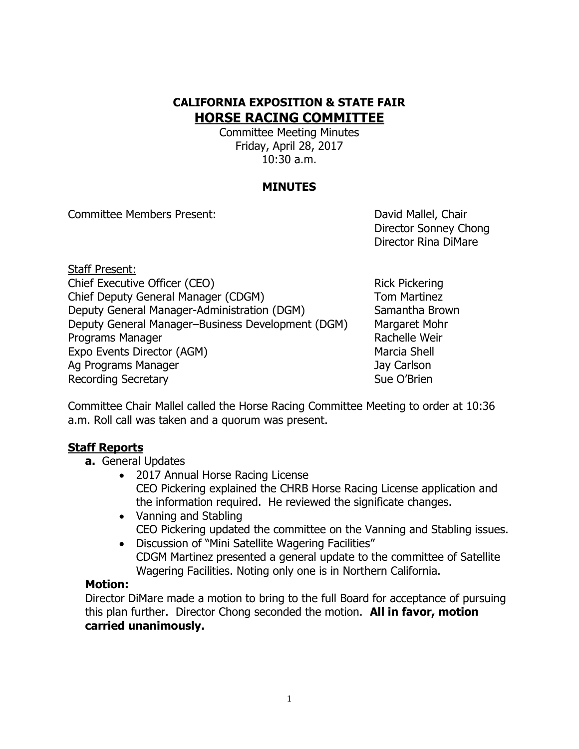# CALIFORNIA EXPOSITION & STATE FAIR

## HORSE RACING COMMITTEE

Committee Meeting Minutes
Friday, April 28, 2017
10:30 a.m.

### MINUTES

Committee Members Present: David Mallel, Chair
Director Sonney Chong
Director Rina DiMare

Staff Present:

| | |
|---|---|
| Chief Executive Officer (CEO) | Rick Pickering |
| Chief Deputy General Manager (CDGM) | Tom Martinez |
| Deputy General Manager-Administration (DGM) | Samantha Brown |
| Deputy General Manager–Business Development (DGM) | Margaret Mohr |
| Programs Manager | Rachelle Weir |
| Expo Events Director (AGM) | Marcia Shell |
| Ag Programs Manager | Jay Carlson |
| Recording Secretary | Sue O'Brien |

Committee Chair Mallel called the Horse Racing Committee Meeting to order at 10:36 a.m. Roll call was taken and a quorum was present.

**Staff Reports**

**a.** General Updates

- 2017 Annual Horse Racing License
  CEO Pickering explained the CHRB Horse Racing License application and the information required. He reviewed the significate changes.
- Vanning and Stabling
  CEO Pickering updated the committee on the Vanning and Stabling issues.
- Discussion of "Mini Satellite Wagering Facilities"
  CDGM Martinez presented a general update to the committee of Satellite Wagering Facilities. Noting only one is in Northern California.

**Motion:**

Director DiMare made a motion to bring to the full Board for acceptance of pursuing this plan further. Director Chong seconded the motion. **All in favor, motion carried unanimously.**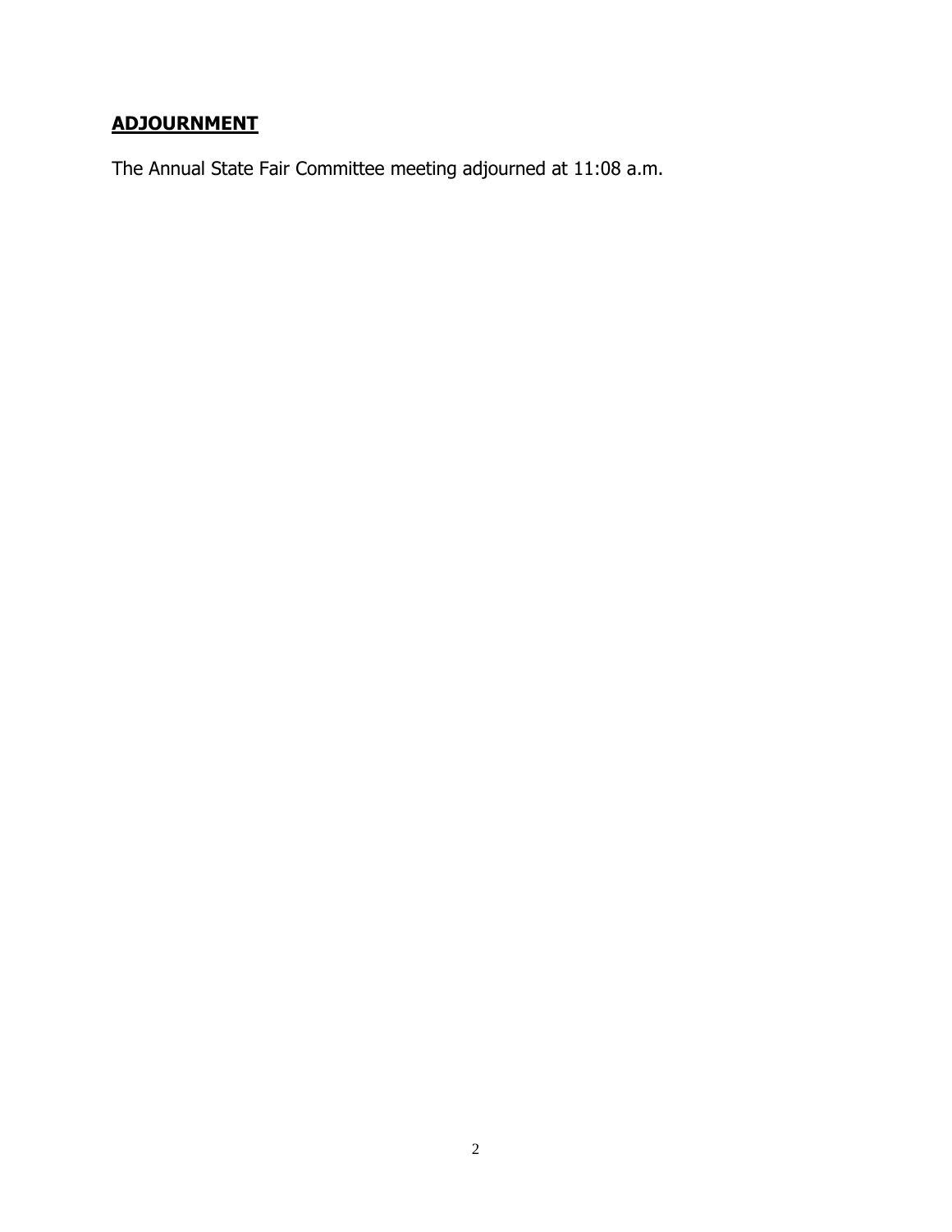## **ADJOURNMENT**

The Annual State Fair Committee meeting adjourned at 11:08 a.m.